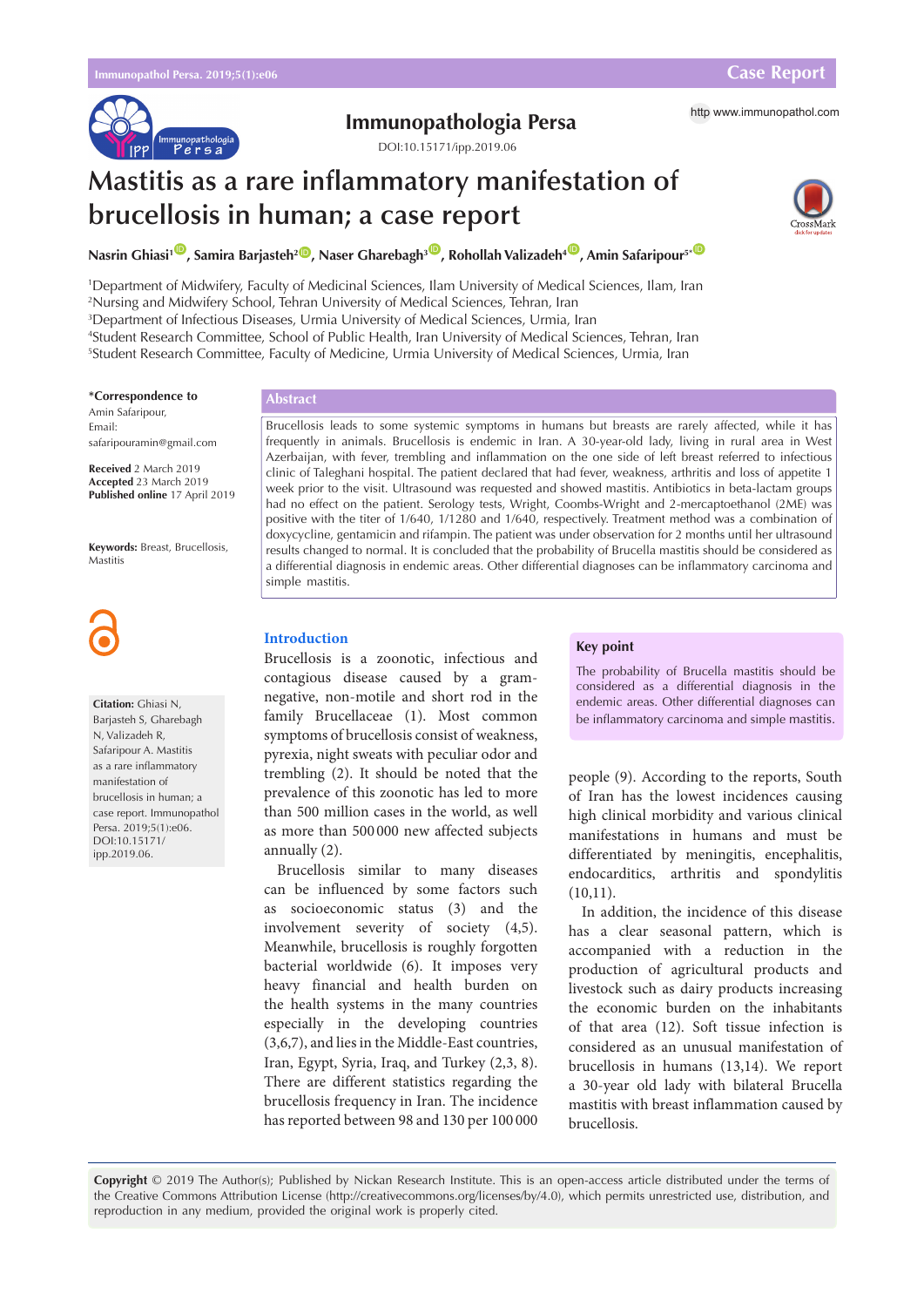# Mastitis as a rare inflammatory manifestation of brucellosis in human; a case report

**Nasrin Ghiasi**[1], **Samira Barjasteh**[2], **Naser Gharebagh**[3], **Rohollah Valizadeh**[4], **Amin Safaripour**[5*]

[1]Department of Midwifery, Faculty of Medicinal Sciences, Ilam University of Medical Sciences, Ilam, Iran
[2]Nursing and Midwifery School, Tehran University of Medical Sciences, Tehran, Iran
[3]Department of Infectious Diseases, Urmia University of Medical Sciences, Urmia, Iran
[4]Student Research Committee, School of Public Health, Iran University of Medical Sciences, Tehran, Iran
[5]Student Research Committee, Faculty of Medicine, Urmia University of Medical Sciences, Urmia, Iran

**\*Correspondence to**
Amin Safaripour,
Email:
safaripouramin@gmail.com

**Received** 2 March 2019
**Accepted** 23 March 2019
**Published online** 17 April 2019

**Keywords:** Breast, Brucellosis, Mastitis

**Citation:** Ghiasi N, Barjasteh S, Gharebagh N, Valizadeh R, Safaripour A. Mastitis as a rare inflammatory manifestation of brucellosis in human; a case report. Immunopathol Persa. 2019;5(1):e06. DOI:10.15171/ipp.2019.06.

## Abstract

Brucellosis leads to some systemic symptoms in humans but breasts are rarely affected, while it has frequently in animals. Brucellosis is endemic in Iran. A 30-year-old lady, living in rural area in West Azerbaijan, with fever, trembling and inflammation on the one side of left breast referred to infectious clinic of Taleghani hospital. The patient declared that had fever, weakness, arthritis and loss of appetite 1 week prior to the visit. Ultrasound was requested and showed mastitis. Antibiotics in beta-lactam groups had no effect on the patient. Serology tests, Wright, Coombs-Wright and 2-mercaptoethanol (2ME) was positive with the titer of 1/640, 1/1280 and 1/640, respectively. Treatment method was a combination of doxycycline, gentamicin and rifampin. The patient was under observation for 2 months until her ultrasound results changed to normal. It is concluded that the probability of Brucella mastitis should be considered as a differential diagnosis in endemic areas. Other differential diagnoses can be inflammatory carcinoma and simple mastitis.

> **Key point**
>
> The probability of Brucella mastitis should be considered as a differential diagnosis in the endemic areas. Other differential diagnoses can be inflammatory carcinoma and simple mastitis.

## Introduction

Brucellosis is a zoonotic, infectious and contagious disease caused by a gram-negative, non-motile and short rod in the family Brucellaceae (1). Most common symptoms of brucellosis consist of weakness, pyrexia, night sweats with peculiar odor and trembling (2). It should be noted that the prevalence of this zoonotic has led to more than 500 million cases in the world, as well as more than 500 000 new affected subjects annually (2).

Brucellosis similar to many diseases can be influenced by some factors such as socioeconomic status (3) and the involvement severity of society (4,5). Meanwhile, brucellosis is roughly forgotten bacterial worldwide (6). It imposes very heavy financial and health burden on the health systems in the many countries especially in the developing countries (3,6,7), and lies in the Middle-East countries, Iran, Egypt, Syria, Iraq, and Turkey (2,3, 8). There are different statistics regarding the brucellosis frequency in Iran. The incidence has reported between 98 and 130 per 100 000 people (9). According to the reports, South of Iran has the lowest incidences causing high clinical morbidity and various clinical manifestations in humans and must be differentiated by meningitis, encephalitis, endocarditics, arthritis and spondylitis (10,11).

In addition, the incidence of this disease has a clear seasonal pattern, which is accompanied with a reduction in the production of agricultural products and livestock such as dairy products increasing the economic burden on the inhabitants of that area (12). Soft tissue infection is considered as an unusual manifestation of brucellosis in humans (13,14). We report a 30-year old lady with bilateral Brucella mastitis with breast inflammation caused by brucellosis.

**Copyright** © 2019 The Author(s); Published by Nickan Research Institute. This is an open-access article distributed under the terms of the Creative Commons Attribution License (http://creativecommons.org/licenses/by/4.0), which permits unrestricted use, distribution, and reproduction in any medium, provided the original work is properly cited.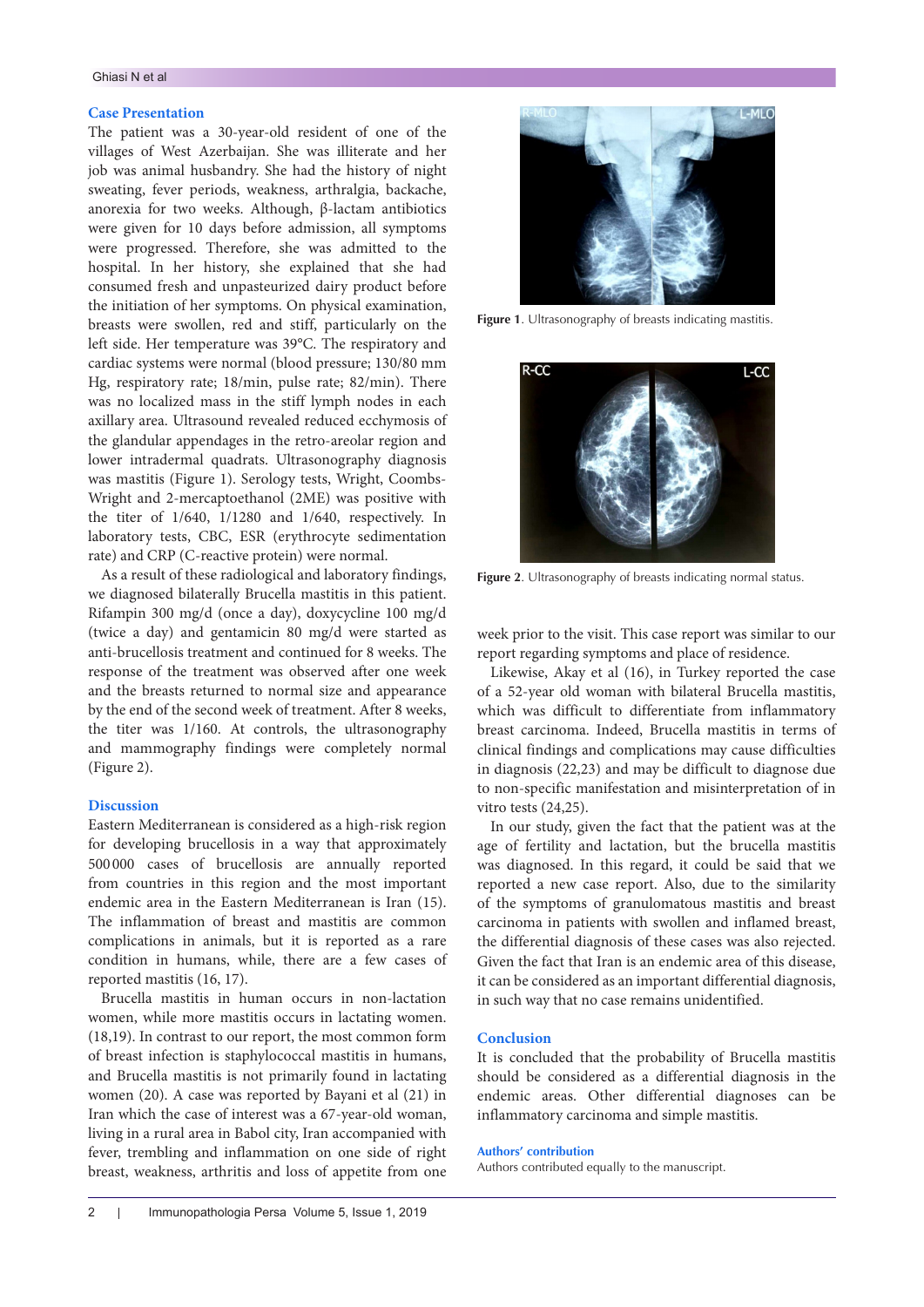## Case Presentation

The patient was a 30-year-old resident of one of the villages of West Azerbaijan. She was illiterate and her job was animal husbandry. She had the history of night sweating, fever periods, weakness, arthralgia, backache, anorexia for two weeks. Although, β-lactam antibiotics were given for 10 days before admission, all symptoms were progressed. Therefore, she was admitted to the hospital. In her history, she explained that she had consumed fresh and unpasteurized dairy product before the initiation of her symptoms. On physical examination, breasts were swollen, red and stiff, particularly on the left side. Her temperature was 39°C. The respiratory and cardiac systems were normal (blood pressure; 130/80 mm Hg, respiratory rate; 18/min, pulse rate; 82/min). There was no localized mass in the stiff lymph nodes in each axillary area. Ultrasound revealed reduced ecchymosis of the glandular appendages in the retro-areolar region and lower intradermal quadrats. Ultrasonography diagnosis was mastitis (Figure 1). Serology tests, Wright, Coombs-Wright and 2-mercaptoethanol (2ME) was positive with the titer of 1/640, 1/1280 and 1/640, respectively. In laboratory tests, CBC, ESR (erythrocyte sedimentation rate) and CRP (C-reactive protein) were normal.

As a result of these radiological and laboratory findings, we diagnosed bilaterally Brucella mastitis in this patient. Rifampin 300 mg/d (once a day), doxycycline 100 mg/d (twice a day) and gentamicin 80 mg/d were started as anti-brucellosis treatment and continued for 8 weeks. The response of the treatment was observed after one week and the breasts returned to normal size and appearance by the end of the second week of treatment. After 8 weeks, the titer was 1/160. At controls, the ultrasonography and mammography findings were completely normal (Figure 2).

Figure 1. Ultrasonography of breasts indicating mastitis.

Figure 2. Ultrasonography of breasts indicating normal status.

## Discussion

Eastern Mediterranean is considered as a high-risk region for developing brucellosis in a way that approximately 500000 cases of brucellosis are annually reported from countries in this region and the most important endemic area in the Eastern Mediterranean is Iran (15). The inflammation of breast and mastitis are common complications in animals, but it is reported as a rare condition in humans, while, there are a few cases of reported mastitis (16, 17).

Brucella mastitis in human occurs in non-lactation women, while more mastitis occurs in lactating women. (18,19). In contrast to our report, the most common form of breast infection is staphylococcal mastitis in humans, and Brucella mastitis is not primarily found in lactating women (20). A case was reported by Bayani et al (21) in Iran which the case of interest was a 67-year-old woman, living in a rural area in Babol city, Iran accompanied with fever, trembling and inflammation on one side of right breast, weakness, arthritis and loss of appetite from one week prior to the visit. This case report was similar to our report regarding symptoms and place of residence.

Likewise, Akay et al (16), in Turkey reported the case of a 52-year old woman with bilateral Brucella mastitis, which was difficult to differentiate from inflammatory breast carcinoma. Indeed, Brucella mastitis in terms of clinical findings and complications may cause difficulties in diagnosis (22,23) and may be difficult to diagnose due to non-specific manifestation and misinterpretation of in vitro tests (24,25).

In our study, given the fact that the patient was at the age of fertility and lactation, but the brucella mastitis was diagnosed. In this regard, it could be said that we reported a new case report. Also, due to the similarity of the symptoms of granulomatous mastitis and breast carcinoma in patients with swollen and inflamed breast, the differential diagnosis of these cases was also rejected. Given the fact that Iran is an endemic area of this disease, it can be considered as an important differential diagnosis, in such way that no case remains unidentified.

## Conclusion

It is concluded that the probability of Brucella mastitis should be considered as a differential diagnosis in the endemic areas. Other differential diagnoses can be inflammatory carcinoma and simple mastitis.

### Authors' contribution

Authors contributed equally to the manuscript.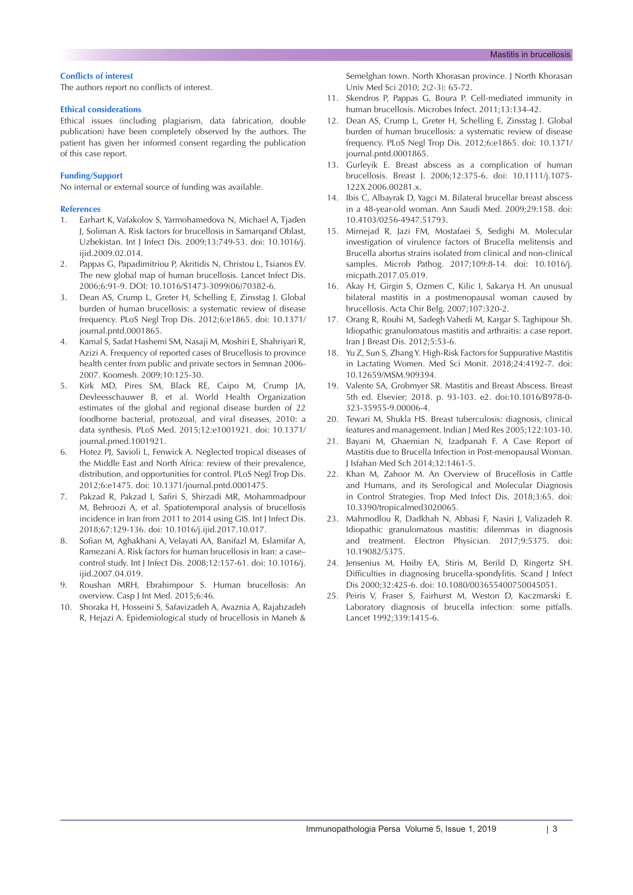#### Conflicts of interest

The authors report no conflicts of interest.

#### Ethical considerations

Ethical issues (including plagiarism, data fabrication, double publication) have been completely observed by the authors. The patient has given her informed consent regarding the publication of this case report.

#### Funding/Support

No internal or external source of funding was available.

#### References

1. Earhart K, Vafakolov S, Yarmohamedova N, Michael A, Tjaden J, Soliman A. Risk factors for brucellosis in Samarqand Oblast, Uzbekistan. Int J Infect Dis. 2009;13:749-53. doi: 10.1016/j.ijid.2009.02.014.
2. Pappas G, Papadimitriou P, Akritidis N, Christou L, Tsianos EV. The new global map of human brucellosis. Lancet Infect Dis. 2006;6:91-9. DOI: 10.1016/S1473-3099(06)70382-6.
3. Dean AS, Crump L, Greter H, Schelling E, Zinsstag J. Global burden of human brucellosis: a systematic review of disease frequency. PLoS Negl Trop Dis. 2012;6:e1865. doi: 10.1371/journal.pntd.0001865.
4. Kamal S, Sadat Hashemi SM, Nasaji M, Moshiri E, Shahriyari R, Azizi A. Frequency of reported cases of Brucellosis to province health center from public and private sectors in Semnan 2006-2007. Koomesh. 2009;10:125-30.
5. Kirk MD, Pires SM, Black RE, Caipo M, Crump JA, Devleesschauwer B, et al. World Health Organization estimates of the global and regional disease burden of 22 foodborne bacterial, protozoal, and viral diseases, 2010: a data synthesis. PLoS Med. 2015;12:e1001921. doi: 10.1371/journal.pmed.1001921.
6. Hotez PJ, Savioli L, Fenwick A. Neglected tropical diseases of the Middle East and North Africa: review of their prevalence, distribution, and opportunities for control. PLoS Negl Trop Dis. 2012;6:e1475. doi: 10.1371/journal.pntd.0001475.
7. Pakzad R, Pakzad I, Safiri S, Shirzadi MR, Mohammadpour M, Behroozi A, et al. Spatiotemporal analysis of brucellosis incidence in Iran from 2011 to 2014 using GIS. Int J Infect Dis. 2018;67:129-136. doi: 10.1016/j.ijid.2017.10.017.
8. Sofian M, Aghakhani A, Velayati AA, Banifazl M, Eslamifar A, Ramezani A. Risk factors for human brucellosis in Iran: a case–control study. Int J Infect Dis. 2008;12:157-61. doi: 10.1016/j.ijid.2007.04.019.
9. Roushan MRH, Ebrahimpour S. Human brucellosis: An overview. Casp J Int Med. 2015;6:46.
10. Shoraka H, Hosseini S, Safavizadeh A, Avaznia A, Rajabzadeh R, Hejazi A. Epidemiological study of brucellosis in Maneh & Semelghan town. North Khorasan province. J North Khorasan Univ Med Sci 2010; 2(2-3): 65-72.
11. Skendros P, Pappas G, Boura P. Cell-mediated immunity in human brucellosis. Microbes Infect. 2011;13:134-42.
12. Dean AS, Crump L, Greter H, Schelling E, Zinsstag J. Global burden of human brucellosis: a systematic review of disease frequency. PLoS Negl Trop Dis. 2012;6:e1865. doi: 10.1371/journal.pntd.0001865.
13. Gurleyik E. Breast abscess as a complication of human brucellosis. Breast J. 2006;12:375-6. doi: 10.1111/j.1075-122X.2006.00281.x.
14. Ibis C, Albayrak D, Yagci M. Bilateral brucellar breast abscess in a 48-year-old woman. Ann Saudi Med. 2009;29:158. doi: 10.4103/0256-4947.51793.
15. Mirnejad R, Jazi FM, Mostafaei S, Sedighi M. Molecular investigation of virulence factors of Brucella melitensis and Brucella abortus strains isolated from clinical and non-clinical samples. Microb Pathog. 2017;109:8-14. doi: 10.1016/j.micpath.2017.05.019.
16. Akay H, Girgin S, Ozmen C, Kilic I, Sakarya H. An unusual bilateral mastitis in a postmenopausal woman caused by brucellosis. Acta Chir Belg. 2007;107:320-2.
17. Orang R, Rouhi M, Sadegh Vahedi M, Kargar S. Taghipour Sh. Idiopathic granulomatous mastitis and arthraitis: a case report. Iran J Breast Dis. 2012;5:53-6.
18. Yu Z, Sun S, Zhang Y. High-Risk Factors for Suppurative Mastitis in Lactating Women. Med Sci Monit. 2018;24:4192-7. doi: 10.12659/MSM.909394.
19. Valente SA, Grobmyer SR. Mastitis and Breast Abscess. Breast 5th ed. Elsevier; 2018. p. 93-103. e2. doi:10.1016/B978-0-323-35955-9.00006-4.
20. Tewari M, Shukla HS. Breast tuberculosis: diagnosis, clinical features and management. Indian J Med Res 2005;122:103-10.
21. Bayani M, Ghaemian N, Izadpanah F. A Case Report of Mastitis due to Brucella Infection in Post-menopausal Woman. J Isfahan Med Sch 2014;32:1461-5.
22. Khan M, Zahoor M. An Overview of Brucellosis in Cattle and Humans, and its Serological and Molecular Diagnosis in Control Strategies. Trop Med Infect Dis. 2018;3:65. doi: 10.3390/tropicalmed3020065.
23. Mahmodlou R, Dadkhah N, Abbasi F, Nasiri J, Valizadeh R. Idiopathic granulomatous mastitis: dilemmas in diagnosis and treatment. Electron Physician. 2017;9:5375. doi: 10.19082/5375.
24. Jensenius M, Høiby EA, Stiris M, Berild D, Ringertz SH. Difficulties in diagnosing brucella-spondylitis. Scand J Infect Dis 2000;32:425-6. doi: 10.1080/003655400750045051.
25. Peiris V, Fraser S, Fairhurst M, Weston D, Kaczmarski E. Laboratory diagnosis of brucella infection: some pitfalls. Lancet 1992;339:1415-6.